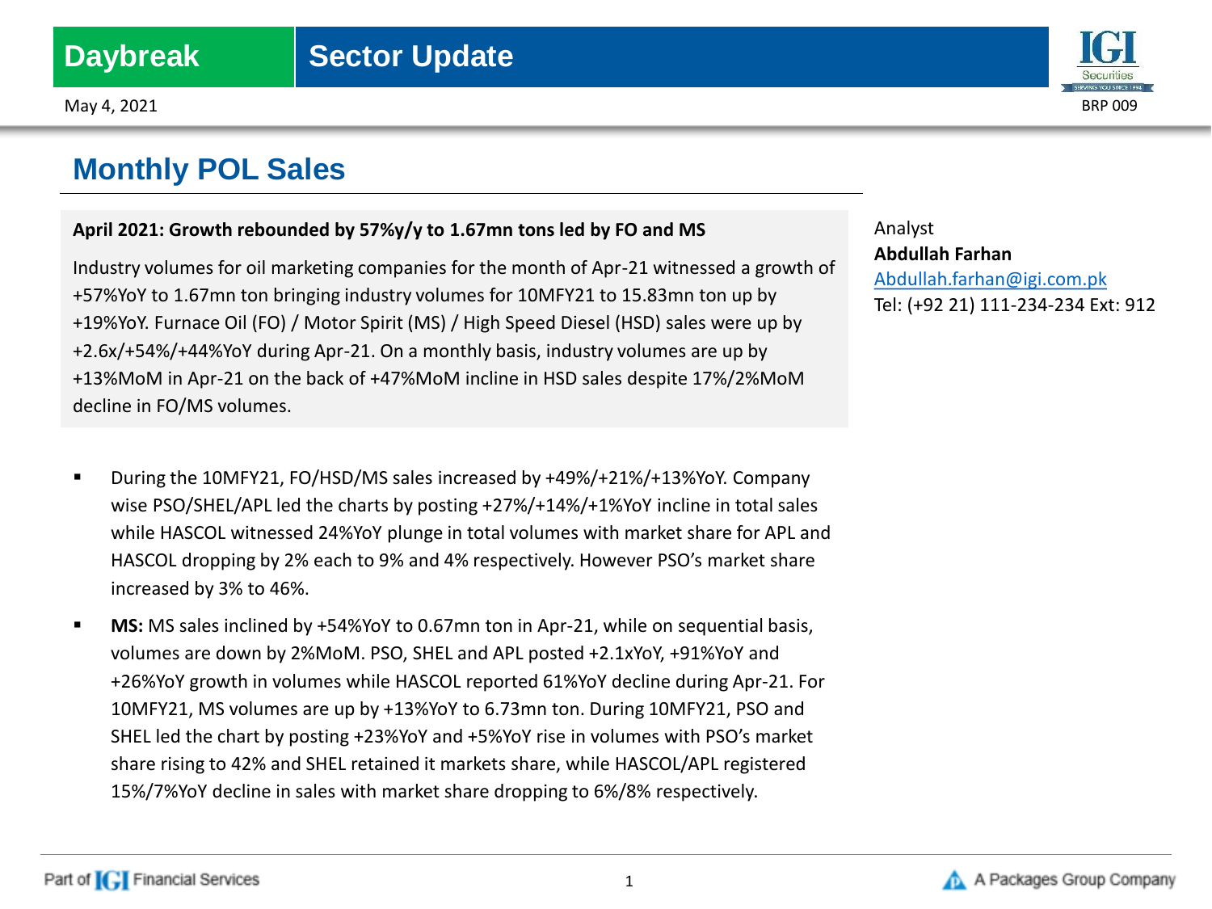Daybreak | Sector Update

May 4, 2021

BRP 009

# Monthly POL Sales

**April 2021: Growth rebounded by 57%y/y to 1.67mn tons led by FO and MS**

Industry volumes for oil marketing companies for the month of Apr-21 witnessed a growth of +57%YoY to 1.67mn ton bringing industry volumes for 10MFY21 to 15.83mn ton up by +19%YoY. Furnace Oil (FO) / Motor Spirit (MS) / High Speed Diesel (HSD) sales were up by +2.6x/+54%/+44%YoY during Apr-21. On a monthly basis, industry volumes are up by +13%MoM in Apr-21 on the back of +47%MoM incline in HSD sales despite 17%/2%MoM decline in FO/MS volumes.

Analyst
**Abdullah Farhan**
Abdullah.farhan@igi.com.pk
Tel: (+92 21) 111-234-234 Ext: 912

- During the 10MFY21, FO/HSD/MS sales increased by +49%/+21%/+13%YoY. Company wise PSO/SHEL/APL led the charts by posting +27%/+14%/+1%YoY incline in total sales while HASCOL witnessed 24%YoY plunge in total volumes with market share for APL and HASCOL dropping by 2% each to 9% and 4% respectively. However PSO's market share increased by 3% to 46%.
- **MS:** MS sales inclined by +54%YoY to 0.67mn ton in Apr-21, while on sequential basis, volumes are down by 2%MoM. PSO, SHEL and APL posted +2.1xYoY, +91%YoY and +26%YoY growth in volumes while HASCOL reported 61%YoY decline during Apr-21. For 10MFY21, MS volumes are up by +13%YoY to 6.73mn ton. During 10MFY21, PSO and SHEL led the chart by posting +23%YoY and +5%YoY rise in volumes with PSO's market share rising to 42% and SHEL retained it markets share, while HASCOL/APL registered 15%/7%YoY decline in sales with market share dropping to 6%/8% respectively.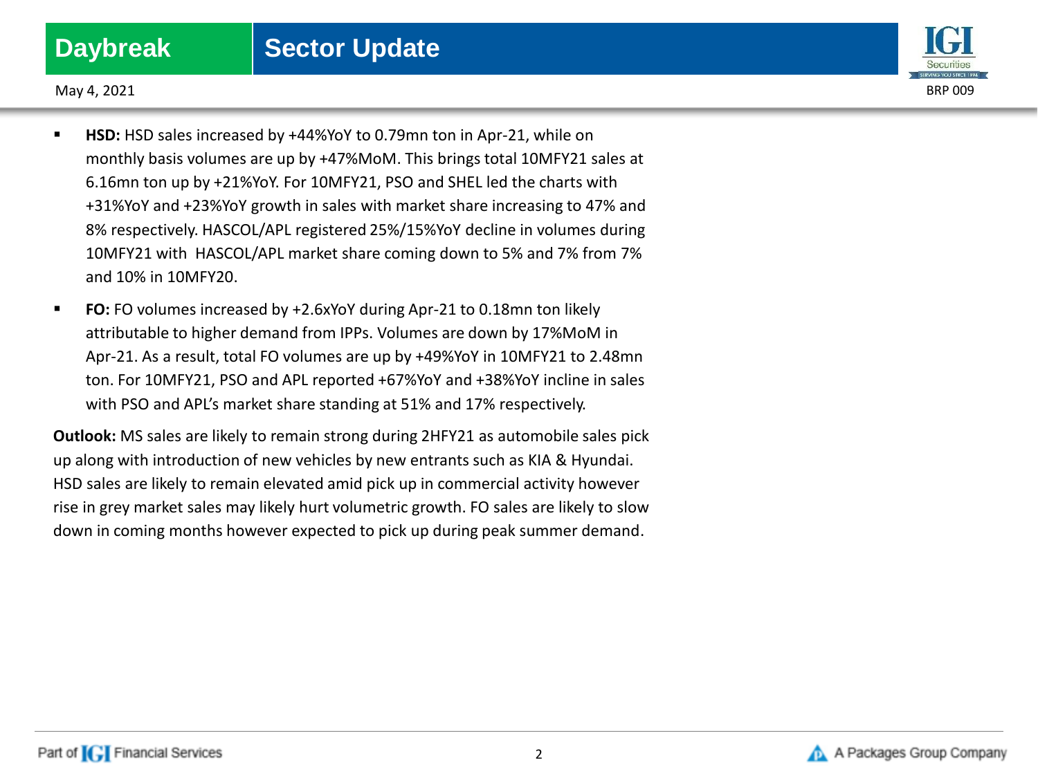- **HSD:** HSD sales increased by +44%YoY to 0.79mn ton in Apr-21, while on monthly basis volumes are up by +47%MoM. This brings total 10MFY21 sales at 6.16mn ton up by +21%YoY. For 10MFY21, PSO and SHEL led the charts with +31%YoY and +23%YoY growth in sales with market share increasing to 47% and 8% respectively. HASCOL/APL registered 25%/15%YoY decline in volumes during 10MFY21 with HASCOL/APL market share coming down to 5% and 7% from 7% and 10% in 10MFY20.
- **FO:** FO volumes increased by +2.6xYoY during Apr-21 to 0.18mn ton likely attributable to higher demand from IPPs. Volumes are down by 17%MoM in Apr-21. As a result, total FO volumes are up by +49%YoY in 10MFY21 to 2.48mn ton. For 10MFY21, PSO and APL reported +67%YoY and +38%YoY incline in sales with PSO and APL's market share standing at 51% and 17% respectively.

**Outlook:** MS sales are likely to remain strong during 2HFY21 as automobile sales pick up along with introduction of new vehicles by new entrants such as KIA & Hyundai. HSD sales are likely to remain elevated amid pick up in commercial activity however rise in grey market sales may likely hurt volumetric growth. FO sales are likely to slow down in coming months however expected to pick up during peak summer demand.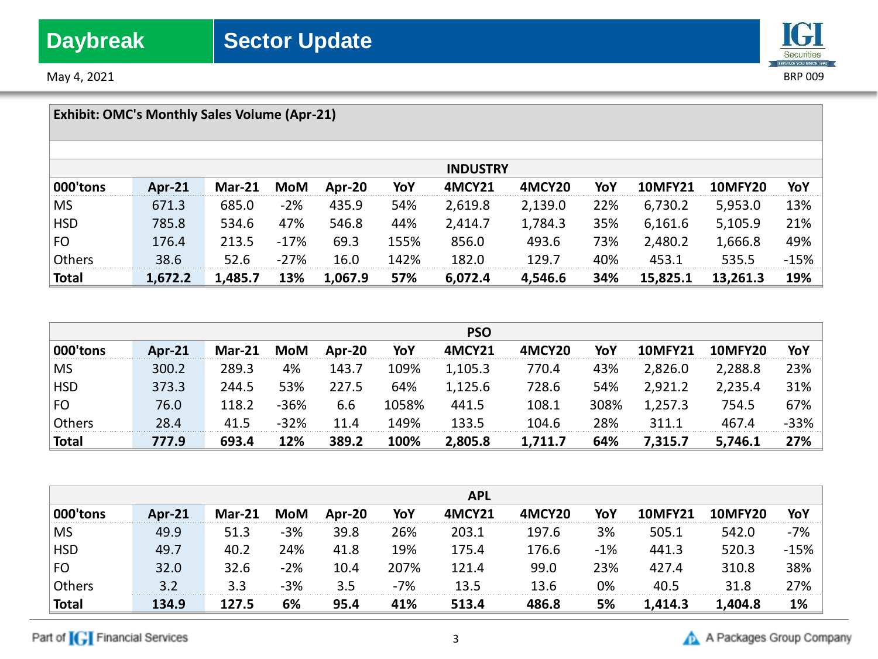**Exhibit: OMC's Monthly Sales Volume (Apr-21)**

| INDUSTRY | | | | | | | | | | | |
|---|---|---|---|---|---|---|---|---|---|---|---|
| 000'tons | Apr-21 | Mar-21 | MoM | Apr-20 | YoY | 4MCY21 | 4MCY20 | YoY | 10MFY21 | 10MFY20 | YoY |
| MS | 671.3 | 685.0 | -2% | 435.9 | 54% | 2,619.8 | 2,139.0 | 22% | 6,730.2 | 5,953.0 | 13% |
| HSD | 785.8 | 534.6 | 47% | 546.8 | 44% | 2,414.7 | 1,784.3 | 35% | 6,161.6 | 5,105.9 | 21% |
| FO | 176.4 | 213.5 | -17% | 69.3 | 155% | 856.0 | 493.6 | 73% | 2,480.2 | 1,666.8 | 49% |
| Others | 38.6 | 52.6 | -27% | 16.0 | 142% | 182.0 | 129.7 | 40% | 453.1 | 535.5 | -15% |
| **Total** | **1,672.2** | **1,485.7** | **13%** | **1,067.9** | **57%** | **6,072.4** | **4,546.6** | **34%** | **15,825.1** | **13,261.3** | **19%** |

| PSO | | | | | | | | | | | |
|---|---|---|---|---|---|---|---|---|---|---|---|
| 000'tons | Apr-21 | Mar-21 | MoM | Apr-20 | YoY | 4MCY21 | 4MCY20 | YoY | 10MFY21 | 10MFY20 | YoY |
| MS | 300.2 | 289.3 | 4% | 143.7 | 109% | 1,105.3 | 770.4 | 43% | 2,826.0 | 2,288.8 | 23% |
| HSD | 373.3 | 244.5 | 53% | 227.5 | 64% | 1,125.6 | 728.6 | 54% | 2,921.2 | 2,235.4 | 31% |
| FO | 76.0 | 118.2 | -36% | 6.6 | 1058% | 441.5 | 108.1 | 308% | 1,257.3 | 754.5 | 67% |
| Others | 28.4 | 41.5 | -32% | 11.4 | 149% | 133.5 | 104.6 | 28% | 311.1 | 467.4 | -33% |
| **Total** | **777.9** | **693.4** | **12%** | **389.2** | **100%** | **2,805.8** | **1,711.7** | **64%** | **7,315.7** | **5,746.1** | **27%** |

| APL | | | | | | | | | | | |
|---|---|---|---|---|---|---|---|---|---|---|---|
| 000'tons | Apr-21 | Mar-21 | MoM | Apr-20 | YoY | 4MCY21 | 4MCY20 | YoY | 10MFY21 | 10MFY20 | YoY |
| MS | 49.9 | 51.3 | -3% | 39.8 | 26% | 203.1 | 197.6 | 3% | 505.1 | 542.0 | -7% |
| HSD | 49.7 | 40.2 | 24% | 41.8 | 19% | 175.4 | 176.6 | -1% | 441.3 | 520.3 | -15% |
| FO | 32.0 | 32.6 | -2% | 10.4 | 207% | 121.4 | 99.0 | 23% | 427.4 | 310.8 | 38% |
| Others | 3.2 | 3.3 | -3% | 3.5 | -7% | 13.5 | 13.6 | 0% | 40.5 | 31.8 | 27% |
| **Total** | **134.9** | **127.5** | **6%** | **95.4** | **41%** | **513.4** | **486.8** | **5%** | **1,414.3** | **1,404.8** | **1%** |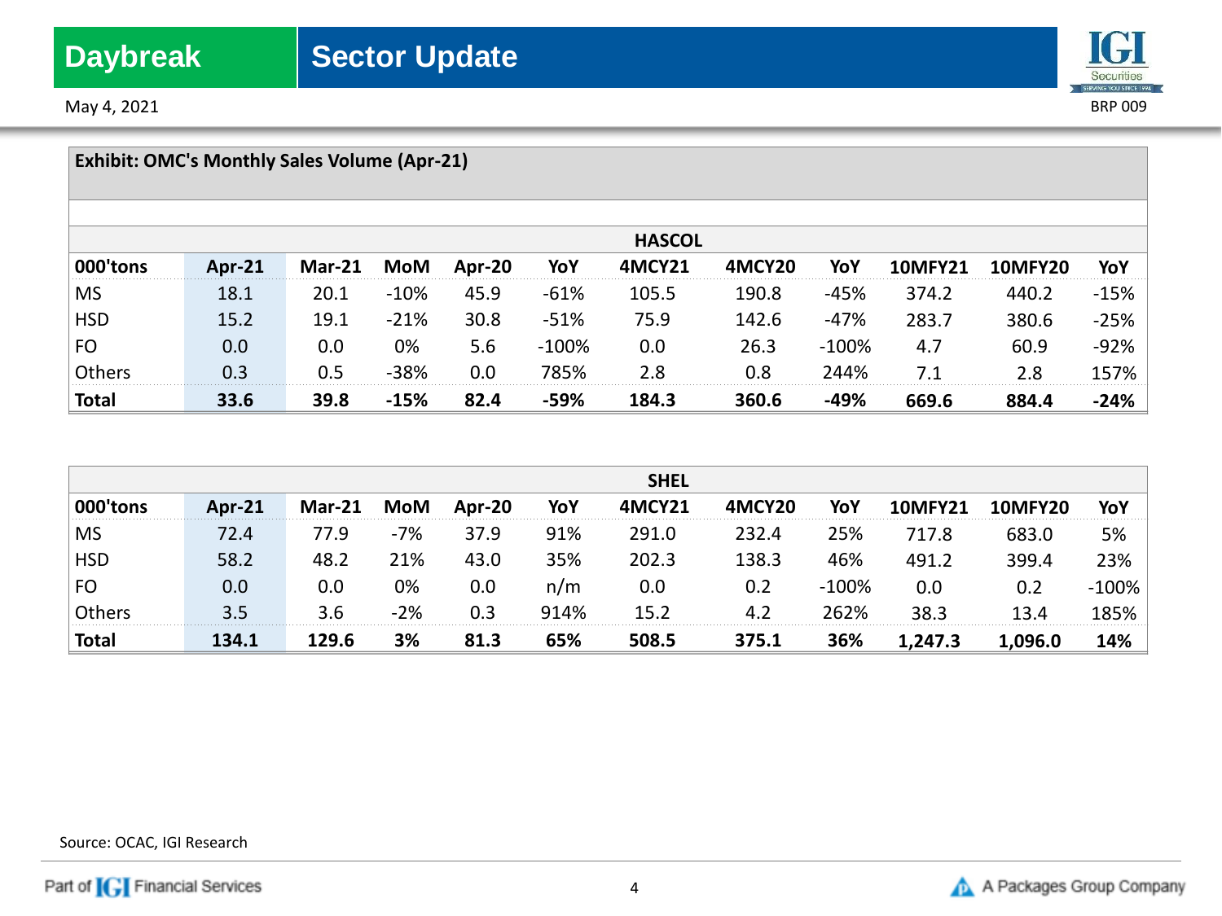**Exhibit: OMC's Monthly Sales Volume (Apr-21)**

| | | | | | | HASCOL | | | | | |
|---|---|---|---|---|---|---|---|---|---|---|---|
| **000'tons** | **Apr-21** | **Mar-21** | **MoM** | **Apr-20** | **YoY** | **4MCY21** | **4MCY20** | **YoY** | **10MFY21** | **10MFY20** | **YoY** |
| MS | 18.1 | 20.1 | -10% | 45.9 | -61% | 105.5 | 190.8 | -45% | 374.2 | 440.2 | -15% |
| HSD | 15.2 | 19.1 | -21% | 30.8 | -51% | 75.9 | 142.6 | -47% | 283.7 | 380.6 | -25% |
| FO | 0.0 | 0.0 | 0% | 5.6 | -100% | 0.0 | 26.3 | -100% | 4.7 | 60.9 | -92% |
| Others | 0.3 | 0.5 | -38% | 0.0 | 785% | 2.8 | 0.8 | 244% | 7.1 | 2.8 | 157% |
| **Total** | **33.6** | **39.8** | **-15%** | **82.4** | **-59%** | **184.3** | **360.6** | **-49%** | **669.6** | **884.4** | **-24%** |

| | | | | | | SHEL | | | | | |
|---|---|---|---|---|---|---|---|---|---|---|---|
| **000'tons** | **Apr-21** | **Mar-21** | **MoM** | **Apr-20** | **YoY** | **4MCY21** | **4MCY20** | **YoY** | **10MFY21** | **10MFY20** | **YoY** |
| MS | 72.4 | 77.9 | -7% | 37.9 | 91% | 291.0 | 232.4 | 25% | 717.8 | 683.0 | 5% |
| HSD | 58.2 | 48.2 | 21% | 43.0 | 35% | 202.3 | 138.3 | 46% | 491.2 | 399.4 | 23% |
| FO | 0.0 | 0.0 | 0% | 0.0 | n/m | 0.0 | 0.2 | -100% | 0.0 | 0.2 | -100% |
| Others | 3.5 | 3.6 | -2% | 0.3 | 914% | 15.2 | 4.2 | 262% | 38.3 | 13.4 | 185% |
| **Total** | **134.1** | **129.6** | **3%** | **81.3** | **65%** | **508.5** | **375.1** | **36%** | **1,247.3** | **1,096.0** | **14%** |

Source: OCAC, IGI Research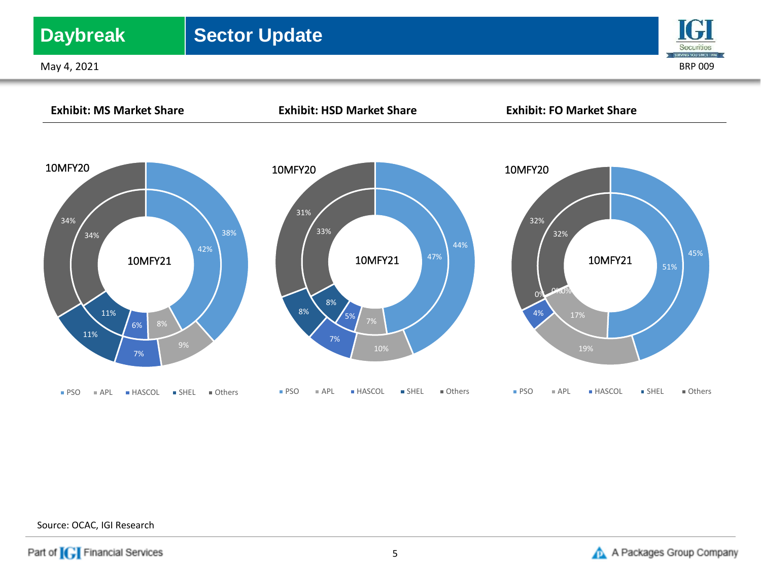**Exhibit: MS Market Share**

| | 10MFY20 | 10MFY21 |
|---|---|---|
| PSO | 38% | 42% |
| APL | 9% | 8% |
| HASCOL | 7% | 6% |
| SHEL | 11% | 11% |
| Others | 34% | 34% |

**Exhibit: HSD Market Share**

| | 10MFY20 | 10MFY21 |
|---|---|---|
| PSO | 44% | 47% |
| APL | 10% | 7% |
| HASCOL | 7% | 5% |
| SHEL | 8% | 8% |
| Others | 31% | 33% |

**Exhibit: FO Market Share**

| | 10MFY20 | 10MFY21 |
|---|---|---|
| PSO | 45% | 51% |
| APL | 19% | 17% |
| HASCOL | 4% | 0% |
| SHEL | 0% | 0% |
| Others | 32% | 32% |

Source: OCAC, IGI Research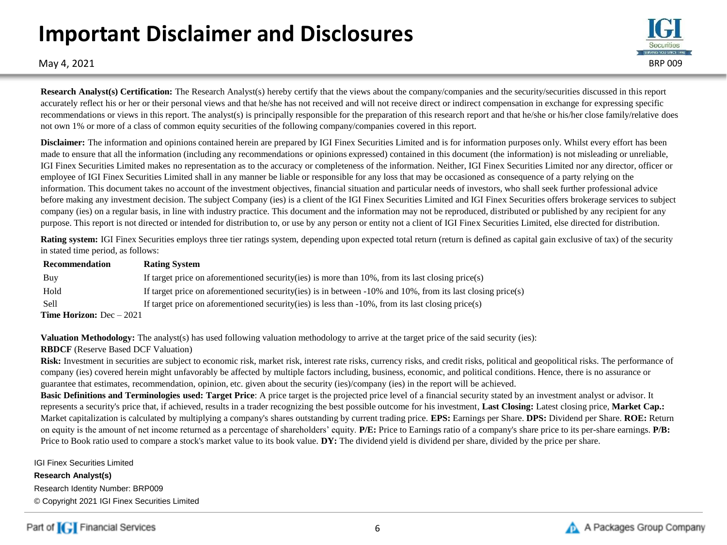# Important Disclaimer and Disclosures

May 4, 2021

BRP 009

**Research Analyst(s) Certification:** The Research Analyst(s) hereby certify that the views about the company/companies and the security/securities discussed in this report accurately reflect his or her or their personal views and that he/she has not received and will not receive direct or indirect compensation in exchange for expressing specific recommendations or views in this report. The analyst(s) is principally responsible for the preparation of this research report and that he/she or his/her close family/relative does not own 1% or more of a class of common equity securities of the following company/companies covered in this report.

**Disclaimer:** The information and opinions contained herein are prepared by IGI Finex Securities Limited and is for information purposes only. Whilst every effort has been made to ensure that all the information (including any recommendations or opinions expressed) contained in this document (the information) is not misleading or unreliable, IGI Finex Securities Limited makes no representation as to the accuracy or completeness of the information. Neither, IGI Finex Securities Limited nor any director, officer or employee of IGI Finex Securities Limited shall in any manner be liable or responsible for any loss that may be occasioned as consequence of a party relying on the information. This document takes no account of the investment objectives, financial situation and particular needs of investors, who shall seek further professional advice before making any investment decision. The subject Company (ies) is a client of the IGI Finex Securities Limited and IGI Finex Securities offers brokerage services to subject company (ies) on a regular basis, in line with industry practice. This document and the information may not be reproduced, distributed or published by any recipient for any purpose. This report is not directed or intended for distribution to, or use by any person or entity not a client of IGI Finex Securities Limited, else directed for distribution.

**Rating system:** IGI Finex Securities employs three tier ratings system, depending upon expected total return (return is defined as capital gain exclusive of tax) of the security in stated time period, as follows:

| Recommendation | Rating System |
|---|---|
| Buy | If target price on aforementioned security(ies) is more than 10%, from its last closing price(s) |
| Hold | If target price on aforementioned security(ies) is in between -10% and 10%, from its last closing price(s) |
| Sell | If target price on aforementioned security(ies) is less than -10%, from its last closing price(s) |

**Time Horizon:** Dec – 2021

**Valuation Methodology:** The analyst(s) has used following valuation methodology to arrive at the target price of the said security (ies):

**RBDCF** (Reserve Based DCF Valuation)

**Risk:** Investment in securities are subject to economic risk, market risk, interest rate risks, currency risks, and credit risks, political and geopolitical risks. The performance of company (ies) covered herein might unfavorably be affected by multiple factors including, business, economic, and political conditions. Hence, there is no assurance or guarantee that estimates, recommendation, opinion, etc. given about the security (ies)/company (ies) in the report will be achieved.

**Basic Definitions and Terminologies used: Target Price**: A price target is the projected price level of a financial security stated by an investment analyst or advisor. It represents a security's price that, if achieved, results in a trader recognizing the best possible outcome for his investment, **Last Closing:** Latest closing price, **Market Cap.:** Market capitalization is calculated by multiplying a company's shares outstanding by current trading price. **EPS:** Earnings per Share. **DPS:** Dividend per Share. **ROE:** Return on equity is the amount of net income returned as a percentage of shareholders' equity. **P/E:** Price to Earnings ratio of a company's share price to its per-share earnings. **P/B:** Price to Book ratio used to compare a stock's market value to its book value. **DY:** The dividend yield is dividend per share, divided by the price per share.

IGI Finex Securities Limited

**Research Analyst(s)**

Research Identity Number: BRP009

© Copyright 2021 IGI Finex Securities Limited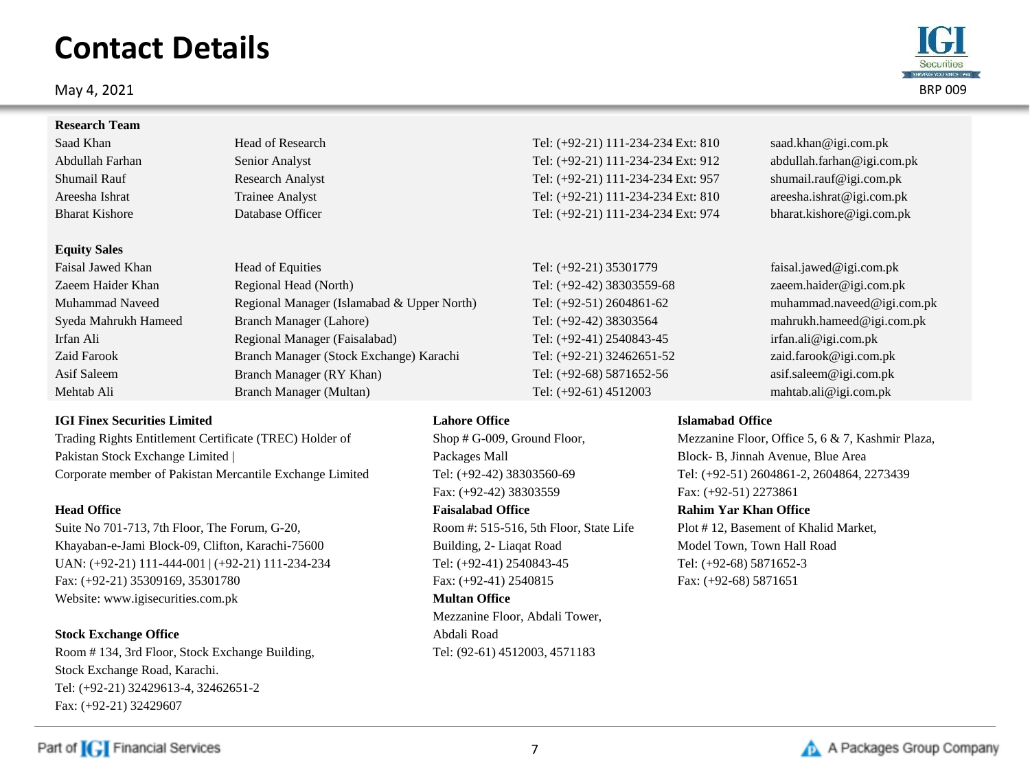# Contact Details

May 4, 2021

BRP 009

| | | | |
|---|---|---|---|
| **Research Team** | | | |
| Saad Khan | Head of Research | Tel: (+92-21) 111-234-234 Ext: 810 | saad.khan@igi.com.pk |
| Abdullah Farhan | Senior Analyst | Tel: (+92-21) 111-234-234 Ext: 912 | abdullah.farhan@igi.com.pk |
| Shumail Rauf | Research Analyst | Tel: (+92-21) 111-234-234 Ext: 957 | shumail.rauf@igi.com.pk |
| Areesha Ishrat | Trainee Analyst | Tel: (+92-21) 111-234-234 Ext: 810 | areesha.ishrat@igi.com.pk |
| Bharat Kishore | Database Officer | Tel: (+92-21) 111-234-234 Ext: 974 | bharat.kishore@igi.com.pk |
| **Equity Sales** | | | |
| Faisal Jawed Khan | Head of Equities | Tel: (+92-21) 35301779 | faisal.jawed@igi.com.pk |
| Zaeem Haider Khan | Regional Head (North) | Tel: (+92-42) 38303559-68 | zaeem.haider@igi.com.pk |
| Muhammad Naveed | Regional Manager (Islamabad & Upper North) | Tel: (+92-51) 2604861-62 | muhammad.naveed@igi.com.pk |
| Syeda Mahrukh Hameed | Branch Manager (Lahore) | Tel: (+92-42) 38303564 | mahrukh.hameed@igi.com.pk |
| Irfan Ali | Regional Manager (Faisalabad) | Tel: (+92-41) 2540843-45 | irfan.ali@igi.com.pk |
| Zaid Farook | Branch Manager (Stock Exchange) Karachi | Tel: (+92-21) 32462651-52 | zaid.farook@igi.com.pk |
| Asif Saleem | Branch Manager (RY Khan) | Tel: (+92-68) 5871652-56 | asif.saleem@igi.com.pk |
| Mehtab Ali | Branch Manager (Multan) | Tel: (+92-61) 4512003 | mahtab.ali@igi.com.pk |

**IGI Finex Securities Limited**
Trading Rights Entitlement Certificate (TREC) Holder of
Pakistan Stock Exchange Limited |
Corporate member of Pakistan Mercantile Exchange Limited

**Head Office**
Suite No 701-713, 7th Floor, The Forum, G-20,
Khayaban-e-Jami Block-09, Clifton, Karachi-75600
UAN: (+92-21) 111-444-001 | (+92-21) 111-234-234
Fax: (+92-21) 35309169, 35301780
Website: www.igisecurities.com.pk

**Stock Exchange Office**
Room # 134, 3rd Floor, Stock Exchange Building,
Stock Exchange Road, Karachi.
Tel: (+92-21) 32429613-4, 32462651-2
Fax: (+92-21) 32429607

**Lahore Office**
Shop # G-009, Ground Floor,
Packages Mall
Tel: (+92-42) 38303560-69
Fax: (+92-42) 38303559

**Faisalabad Office**
Room #: 515-516, 5th Floor, State Life
Building, 2- Liaqat Road
Tel: (+92-41) 2540843-45
Fax: (+92-41) 2540815

**Multan Office**
Mezzanine Floor, Abdali Tower,
Abdali Road
Tel: (92-61) 4512003, 4571183

**Islamabad Office**
Mezzanine Floor, Office 5, 6 & 7, Kashmir Plaza,
Block- B, Jinnah Avenue, Blue Area
Tel: (+92-51) 2604861-2, 2604864, 2273439
Fax: (+92-51) 2273861

**Rahim Yar Khan Office**
Plot # 12, Basement of Khalid Market,
Model Town, Town Hall Road
Tel: (+92-68) 5871652-3
Fax: (+92-68) 5871651

Part of IGI Financial Services

A Packages Group Company